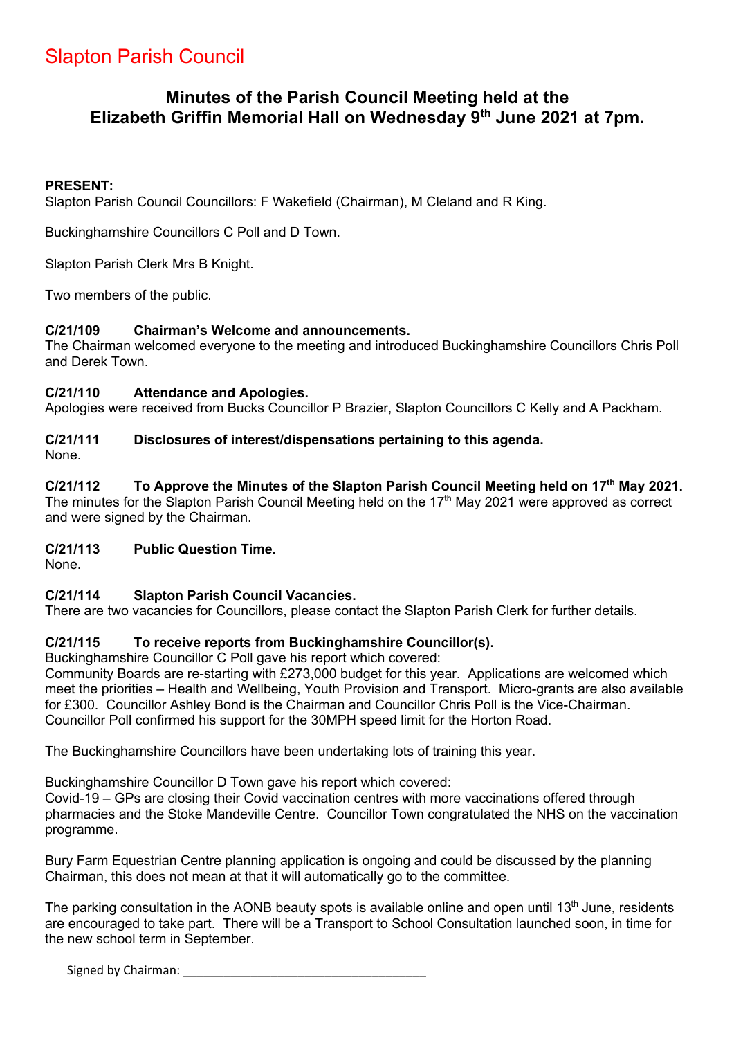Slapton Parish Council

# Minutes of the Parish Council Meeting held at the Elizabeth Griffin Memorial Hall on Wednesday 9th June 2021 at 7pm.

**PRESENT:**
Slapton Parish Council Councillors: F Wakefield (Chairman), M Cleland and R King.

Buckinghamshire Councillors C Poll and D Town.

Slapton Parish Clerk Mrs B Knight.

Two members of the public.

**C/21/109 Chairman's Welcome and announcements.**
The Chairman welcomed everyone to the meeting and introduced Buckinghamshire Councillors Chris Poll and Derek Town.

**C/21/110 Attendance and Apologies.**
Apologies were received from Bucks Councillor P Brazier, Slapton Councillors C Kelly and A Packham.

**C/21/111 Disclosures of interest/dispensations pertaining to this agenda.**
None.

**C/21/112 To Approve the Minutes of the Slapton Parish Council Meeting held on 17th May 2021.**
The minutes for the Slapton Parish Council Meeting held on the 17th May 2021 were approved as correct and were signed by the Chairman.

**C/21/113 Public Question Time.**
None.

**C/21/114 Slapton Parish Council Vacancies.**
There are two vacancies for Councillors, please contact the Slapton Parish Clerk for further details.

**C/21/115 To receive reports from Buckinghamshire Councillor(s).**
Buckinghamshire Councillor C Poll gave his report which covered:
Community Boards are re-starting with £273,000 budget for this year. Applications are welcomed which meet the priorities – Health and Wellbeing, Youth Provision and Transport. Micro-grants are also available for £300. Councillor Ashley Bond is the Chairman and Councillor Chris Poll is the Vice-Chairman. Councillor Poll confirmed his support for the 30MPH speed limit for the Horton Road.

The Buckinghamshire Councillors have been undertaking lots of training this year.

Buckinghamshire Councillor D Town gave his report which covered:
Covid-19 – GPs are closing their Covid vaccination centres with more vaccinations offered through pharmacies and the Stoke Mandeville Centre. Councillor Town congratulated the NHS on the vaccination programme.

Bury Farm Equestrian Centre planning application is ongoing and could be discussed by the planning Chairman, this does not mean at that it will automatically go to the committee.

The parking consultation in the AONB beauty spots is available online and open until 13th June, residents are encouraged to take part. There will be a Transport to School Consultation launched soon, in time for the new school term in September.

Signed by Chairman: ___________________________________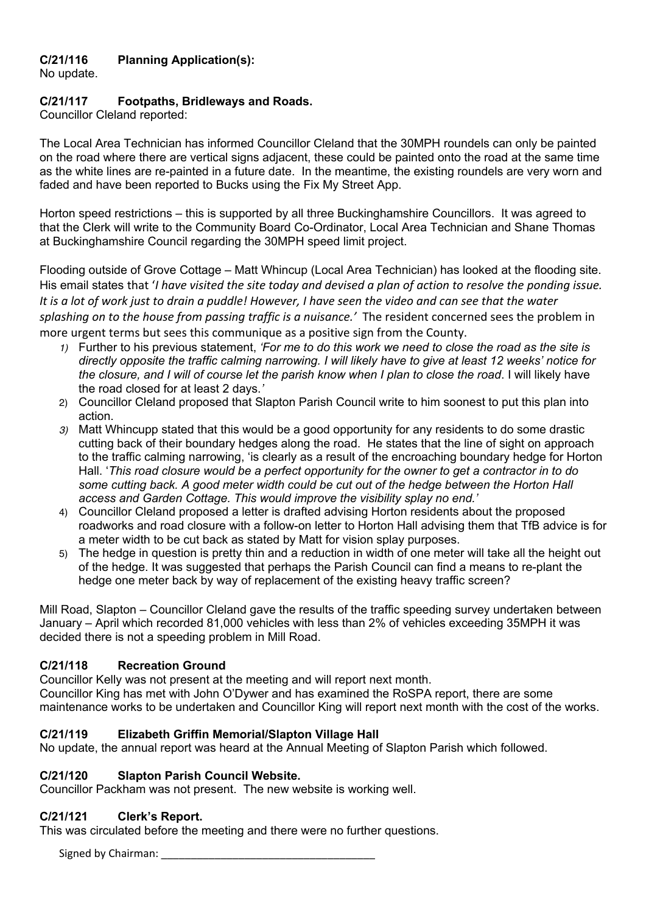## C/21/116 Planning Application(s):

No update.

## C/21/117 Footpaths, Bridleways and Roads.

Councillor Cleland reported:

The Local Area Technician has informed Councillor Cleland that the 30MPH roundels can only be painted on the road where there are vertical signs adjacent, these could be painted onto the road at the same time as the white lines are re-painted in a future date. In the meantime, the existing roundels are very worn and faded and have been reported to Bucks using the Fix My Street App.

Horton speed restrictions – this is supported by all three Buckinghamshire Councillors. It was agreed to that the Clerk will write to the Community Board Co-Ordinator, Local Area Technician and Shane Thomas at Buckinghamshire Council regarding the 30MPH speed limit project.

Flooding outside of Grove Cottage – Matt Whincup (Local Area Technician) has looked at the flooding site. His email states that '*I have visited the site today and devised a plan of action to resolve the ponding issue. It is a lot of work just to drain a puddle! However, I have seen the video and can see that the water splashing on to the house from passing traffic is a nuisance.*' The resident concerned sees the problem in more urgent terms but sees this communique as a positive sign from the County.

1) Further to his previous statement, *'For me to do this work we need to close the road as the site is directly opposite the traffic calming narrowing. I will likely have to give at least 12 weeks' notice for the closure, and I will of course let the parish know when I plan to close the road*. I will likely have the road closed for at least 2 days.*'*
2) Councillor Cleland proposed that Slapton Parish Council write to him soonest to put this plan into action.
3) Matt Whincupp stated that this would be a good opportunity for any residents to do some drastic cutting back of their boundary hedges along the road. He states that the line of sight on approach to the traffic calming narrowing, 'is clearly as a result of the encroaching boundary hedge for Horton Hall. '*This road closure would be a perfect opportunity for the owner to get a contractor in to do some cutting back. A good meter width could be cut out of the hedge between the Horton Hall access and Garden Cottage. This would improve the visibility splay no end.'*
4) Councillor Cleland proposed a letter is drafted advising Horton residents about the proposed roadworks and road closure with a follow-on letter to Horton Hall advising them that TfB advice is for a meter width to be cut back as stated by Matt for vision splay purposes.
5) The hedge in question is pretty thin and a reduction in width of one meter will take all the height out of the hedge. It was suggested that perhaps the Parish Council can find a means to re-plant the hedge one meter back by way of replacement of the existing heavy traffic screen?

Mill Road, Slapton – Councillor Cleland gave the results of the traffic speeding survey undertaken between January – April which recorded 81,000 vehicles with less than 2% of vehicles exceeding 35MPH it was decided there is not a speeding problem in Mill Road.

## C/21/118 Recreation Ground

Councillor Kelly was not present at the meeting and will report next month.
Councillor King has met with John O'Dywer and has examined the RoSPA report, there are some maintenance works to be undertaken and Councillor King will report next month with the cost of the works.

## C/21/119 Elizabeth Griffin Memorial/Slapton Village Hall

No update, the annual report was heard at the Annual Meeting of Slapton Parish which followed.

## C/21/120 Slapton Parish Council Website.

Councillor Packham was not present. The new website is working well.

## C/21/121 Clerk's Report.

This was circulated before the meeting and there were no further questions.

Signed by Chairman: ___________________________________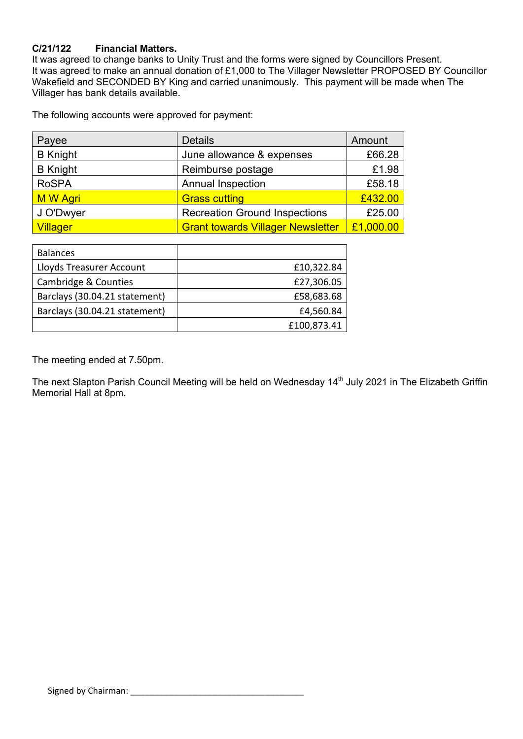**C/21/122 Financial Matters.**

It was agreed to change banks to Unity Trust and the forms were signed by Councillors Present.
It was agreed to make an annual donation of £1,000 to The Villager Newsletter PROPOSED BY Councillor Wakefield and SECONDED BY King and carried unanimously. This payment will be made when The Villager has bank details available.

The following accounts were approved for payment:

| Payee | Details | Amount |
|---|---|---|
| B Knight | June allowance & expenses | £66.28 |
| B Knight | Reimburse postage | £1.98 |
| RoSPA | Annual Inspection | £58.18 |
| M W Agri | Grass cutting | £432.00 |
| J O'Dwyer | Recreation Ground Inspections | £25.00 |
| Villager | Grant towards Villager Newsletter | £1,000.00 |

| Balances | |
|---|---|
| Lloyds Treasurer Account | £10,322.84 |
| Cambridge & Counties | £27,306.05 |
| Barclays (30.04.21 statement) | £58,683.68 |
| Barclays (30.04.21 statement) | £4,560.84 |
| | £100,873.41 |

The meeting ended at 7.50pm.

The next Slapton Parish Council Meeting will be held on Wednesday 14th July 2021 in The Elizabeth Griffin Memorial Hall at 8pm.

Signed by Chairman: ____________________________________